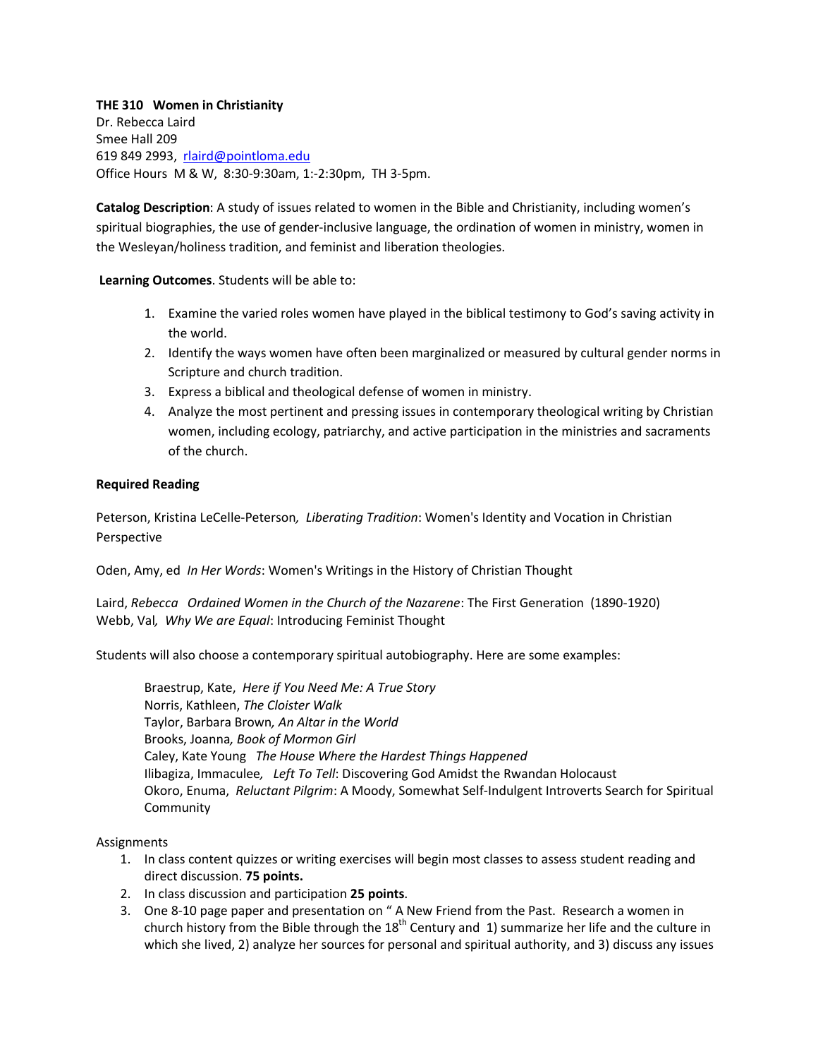**THE 310 Women in Christianity**
Dr. Rebecca Laird
Smee Hall 209
619 849 2993, [rlaird@pointloma.edu](mailto:rlaird@pointloma.edu)
Office Hours M & W, 8:30-9:30am, 1:-2:30pm, TH 3-5pm.

**Catalog Description**: A study of issues related to women in the Bible and Christianity, including women's spiritual biographies, the use of gender-inclusive language, the ordination of women in ministry, women in the Wesleyan/holiness tradition, and feminist and liberation theologies.

**Learning Outcomes**. Students will be able to:

1. Examine the varied roles women have played in the biblical testimony to God's saving activity in the world.
2. Identify the ways women have often been marginalized or measured by cultural gender norms in Scripture and church tradition.
3. Express a biblical and theological defense of women in ministry.
4. Analyze the most pertinent and pressing issues in contemporary theological writing by Christian women, including ecology, patriarchy, and active participation in the ministries and sacraments of the church.

**Required Reading**

Peterson, Kristina LeCelle-Peterson*, Liberating Tradition*: Women's Identity and Vocation in Christian Perspective

Oden, Amy, ed *In Her Words*: Women's Writings in the History of Christian Thought

Laird, *Rebecca Ordained Women in the Church of the Nazarene*: The First Generation (1890-1920)
Webb, Val*, Why We are Equal*: Introducing Feminist Thought

Students will also choose a contemporary spiritual autobiography. Here are some examples:

Braestrup, Kate, *Here if You Need Me: A True Story*
Norris, Kathleen, *The Cloister Walk*
Taylor, Barbara Brown*, An Altar in the World*
Brooks, Joanna*, Book of Mormon Girl*
Caley, Kate Young *The House Where the Hardest Things Happened*
Ilibagiza, Immaculee*, Left To Tell*: Discovering God Amidst the Rwandan Holocaust
Okoro, Enuma, *Reluctant Pilgrim*: A Moody, Somewhat Self-Indulgent Introverts Search for Spiritual Community

Assignments

1. In class content quizzes or writing exercises will begin most classes to assess student reading and direct discussion. **75 points.**
2. In class discussion and participation **25 points**.
3. One 8-10 page paper and presentation on " A New Friend from the Past. Research a women in church history from the Bible through the 18th Century and 1) summarize her life and the culture in which she lived, 2) analyze her sources for personal and spiritual authority, and 3) discuss any issues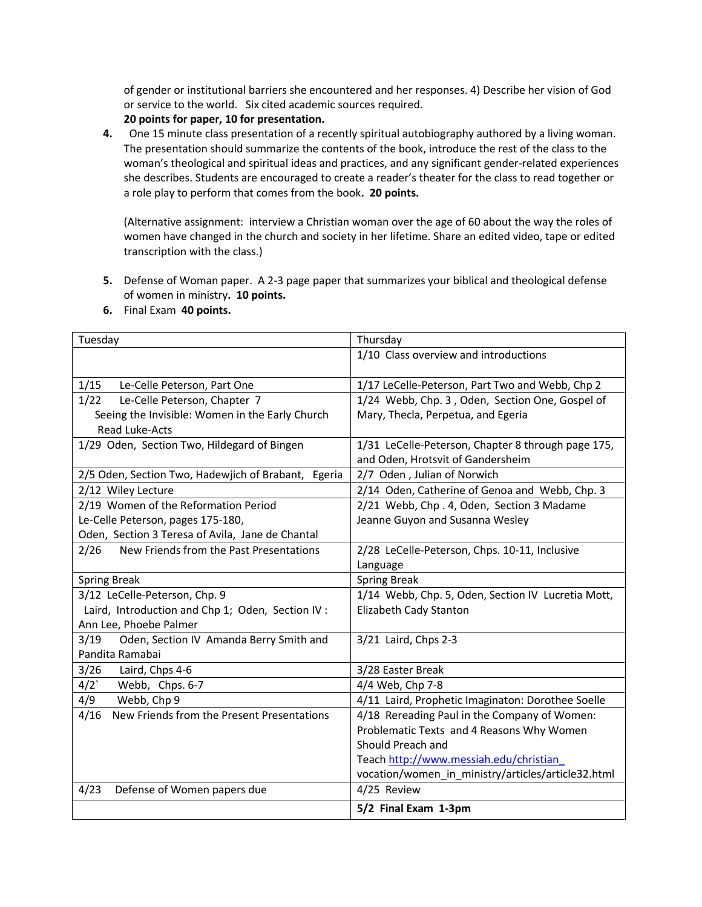of gender or institutional barriers she encountered and her responses. 4) Describe her vision of God or service to the world. Six cited academic sources required.
**20 points for paper, 10 for presentation.**

4. One 15 minute class presentation of a recently spiritual autobiography authored by a living woman. The presentation should summarize the contents of the book, introduce the rest of the class to the woman's theological and spiritual ideas and practices, and any significant gender-related experiences she describes. Students are encouraged to create a reader's theater for the class to read together or a role play to perform that comes from the book**. 20 points.**

   (Alternative assignment: interview a Christian woman over the age of 60 about the way the roles of women have changed in the church and society in her lifetime. Share an edited video, tape or edited transcription with the class.)

5. Defense of Woman paper. A 2-3 page paper that summarizes your biblical and theological defense of women in ministry**. 10 points.**
6. Final Exam **40 points.**

| Tuesday | Thursday |
|---|---|
| | 1/10 Class overview and introductions |
| 1/15 Le-Celle Peterson, Part One | 1/17 LeCelle-Peterson, Part Two and Webb, Chp 2 |
| 1/22 Le-Celle Peterson, Chapter 7<br>Seeing the Invisible: Women in the Early Church<br>Read Luke-Acts | 1/24 Webb, Chp. 3 , Oden, Section One, Gospel of Mary, Thecla, Perpetua, and Egeria |
| 1/29 Oden, Section Two, Hildegard of Bingen | 1/31 LeCelle-Peterson, Chapter 8 through page 175, and Oden, Hrotsvit of Gandersheim |
| 2/5 Oden, Section Two, Hadewjich of Brabant, Egeria | 2/7 Oden , Julian of Norwich |
| 2/12 Wiley Lecture | 2/14 Oden, Catherine of Genoa and Webb, Chp. 3 |
| 2/19 Women of the Reformation Period<br>Le-Celle Peterson, pages 175-180,<br>Oden, Section 3 Teresa of Avila, Jane de Chantal | 2/21 Webb, Chp . 4, Oden, Section 3 Madame Jeanne Guyon and Susanna Wesley |
| 2/26 New Friends from the Past Presentations | 2/28 LeCelle-Peterson, Chps. 10-11, Inclusive Language |
| Spring Break | Spring Break |
| 3/12 LeCelle-Peterson, Chp. 9<br>Laird, Introduction and Chp 1; Oden, Section IV : Ann Lee, Phoebe Palmer | 1/14 Webb, Chp. 5, Oden, Section IV Lucretia Mott, Elizabeth Cady Stanton |
| 3/19 Oden, Section IV Amanda Berry Smith and Pandita Ramabai | 3/21 Laird, Chps 2-3 |
| 3/26 Laird, Chps 4-6 | 3/28 Easter Break |
| 4/2` Webb, Chps. 6-7 | 4/4 Web, Chp 7-8 |
| 4/9 Webb, Chp 9 | 4/11 Laird, Prophetic Imaginaton: Dorothee Soelle |
| 4/16 New Friends from the Present Presentations | 4/18 Rereading Paul in the Company of Women: Problematic Texts and 4 Reasons Why Women Should Preach and Teach http://www.messiah.edu/christian_vocation/women_in_ministry/articles/article32.html |
| 4/23 Defense of Women papers due | 4/25 Review |
| | **5/2 Final Exam 1-3pm** |